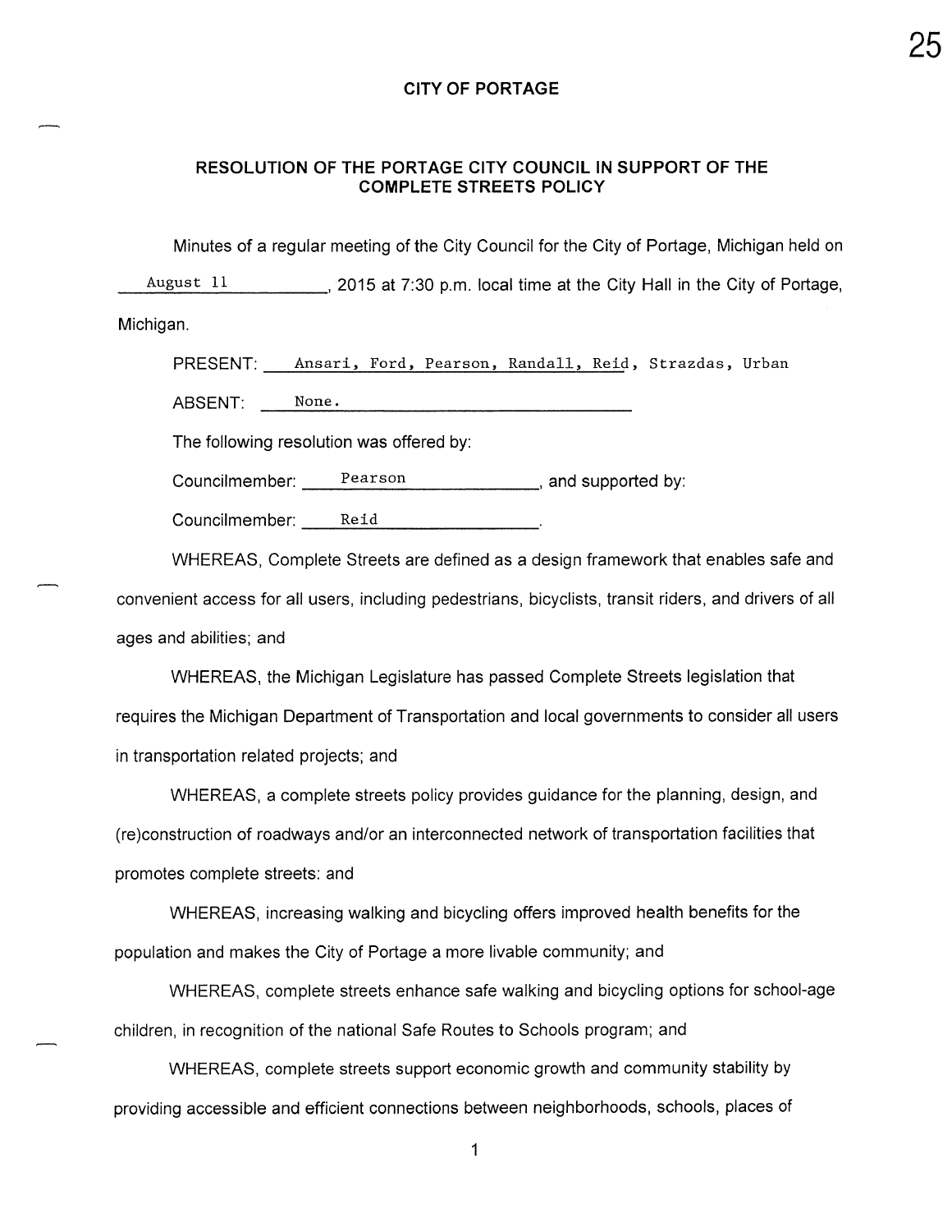**CITY OF PORTAGE**

**RESOLUTION OF THE PORTAGE CITY COUNCIL IN SUPPORT OF THE COMPLETE STREETS POLICY**

Minutes of a regular meeting of the City Council for the City of Portage, Michigan held on August 11, 2015 at 7:30 p.m. local time at the City Hall in the City of Portage, Michigan.

PRESENT: Ansari, Ford, Pearson, Randall, Reid, Strazdas, Urban

ABSENT: None.

The following resolution was offered by:

Councilmember: Pearson, and supported by:

Councilmember: Reid.

WHEREAS, Complete Streets are defined as a design framework that enables safe and convenient access for all users, including pedestrians, bicyclists, transit riders, and drivers of all ages and abilities; and

WHEREAS, the Michigan Legislature has passed Complete Streets legislation that requires the Michigan Department of Transportation and local governments to consider all users in transportation related projects; and

WHEREAS, a complete streets policy provides guidance for the planning, design, and (re)construction of roadways and/or an interconnected network of transportation facilities that promotes complete streets: and

WHEREAS, increasing walking and bicycling offers improved health benefits for the population and makes the City of Portage a more livable community; and

WHEREAS, complete streets enhance safe walking and bicycling options for school-age children, in recognition of the national Safe Routes to Schools program; and

WHEREAS, complete streets support economic growth and community stability by providing accessible and efficient connections between neighborhoods, schools, places of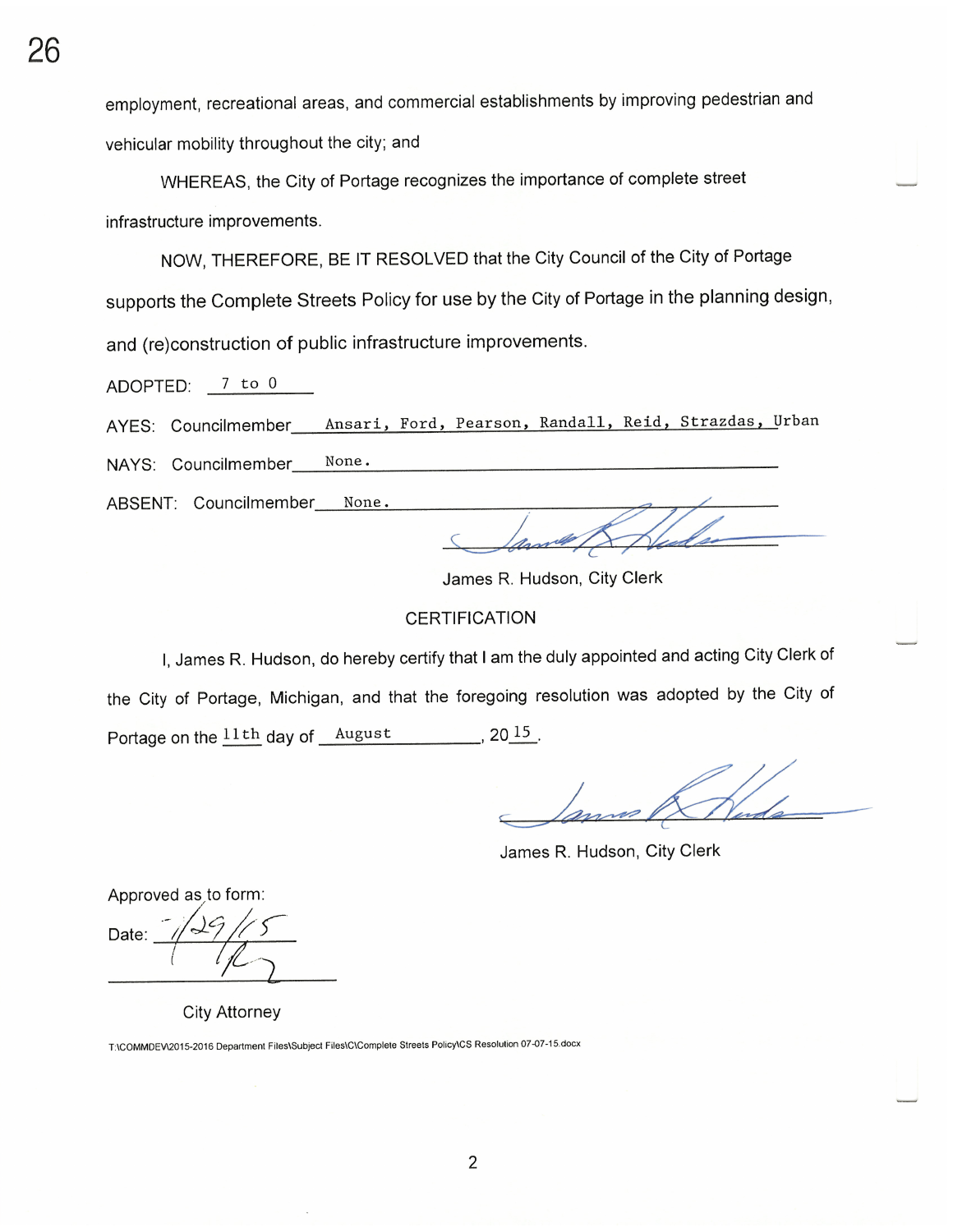employment, recreational areas, and commercial establishments by improving pedestrian and vehicular mobility throughout the city; and

WHEREAS, the City of Portage recognizes the importance of complete street infrastructure improvements.

NOW, THEREFORE, BE IT RESOLVED that the City Council of the City of Portage supports the Complete Streets Policy for use by the City of Portage in the planning design, and (re)construction of public infrastructure improvements.

ADOPTED: 7 to 0

AYES: Councilmember Ansari, Ford, Pearson, Randall, Reid, Strazdas, Urban

NAYS: Councilmember None.

ABSENT: Councilmember None.

James R. Hudson, City Clerk

CERTIFICATION

I, James R. Hudson, do hereby certify that I am the duly appointed and acting City Clerk of the City of Portage, Michigan, and that the foregoing resolution was adopted by the City of Portage on the 11th day of August, 2015.

James R. Hudson, City Clerk

Approved as to form:

Date: 7/29/15

City Attorney

T:\COMMDEV\2015-2016 Department Files\Subject Files\C\Complete Streets Policy\CS Resolution 07-07-15.docx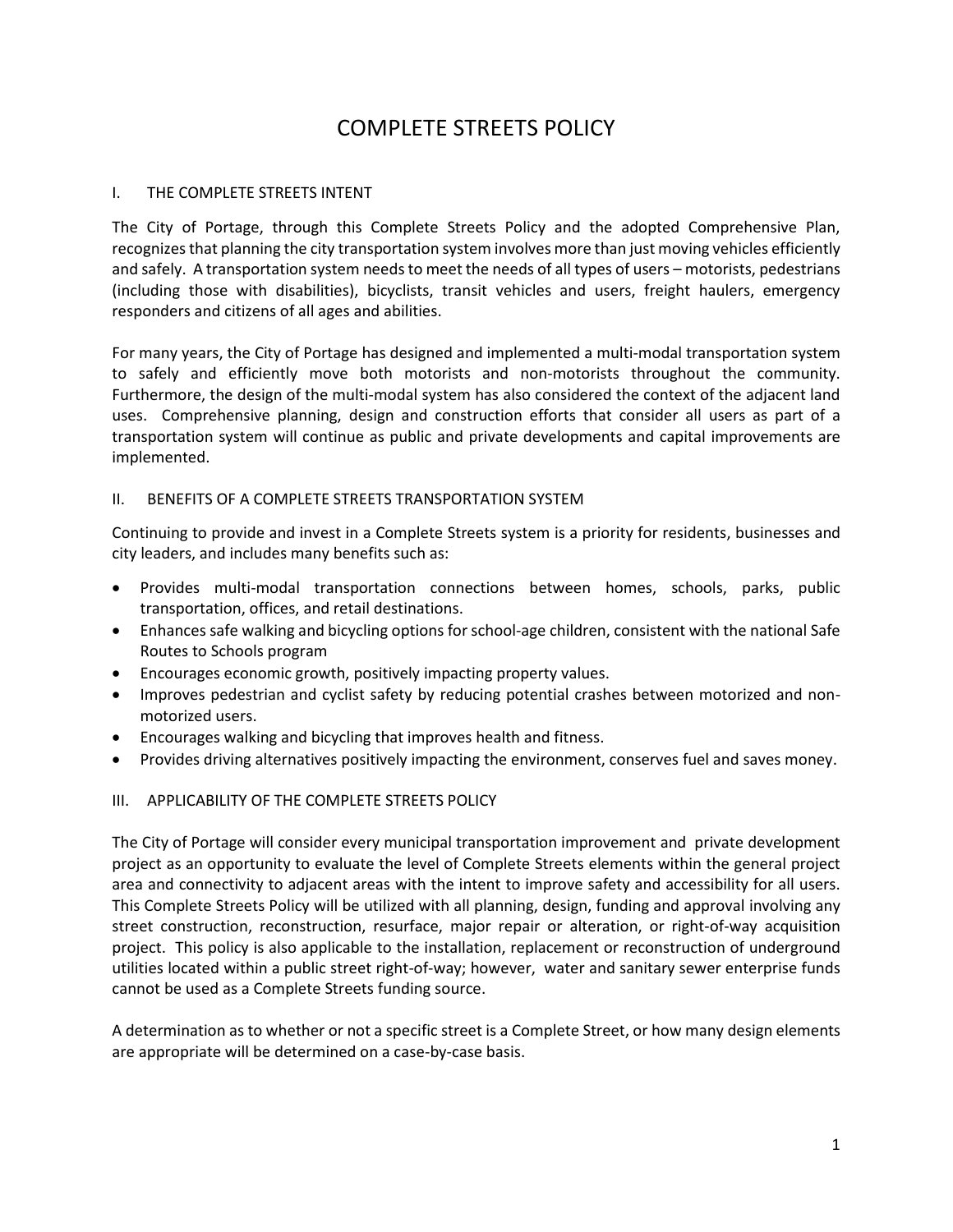# COMPLETE STREETS POLICY

## I. THE COMPLETE STREETS INTENT

The City of Portage, through this Complete Streets Policy and the adopted Comprehensive Plan, recognizes that planning the city transportation system involves more than just moving vehicles efficiently and safely. A transportation system needs to meet the needs of all types of users – motorists, pedestrians (including those with disabilities), bicyclists, transit vehicles and users, freight haulers, emergency responders and citizens of all ages and abilities.

For many years, the City of Portage has designed and implemented a multi-modal transportation system to safely and efficiently move both motorists and non-motorists throughout the community. Furthermore, the design of the multi-modal system has also considered the context of the adjacent land uses. Comprehensive planning, design and construction efforts that consider all users as part of a transportation system will continue as public and private developments and capital improvements are implemented.

## II. BENEFITS OF A COMPLETE STREETS TRANSPORTATION SYSTEM

Continuing to provide and invest in a Complete Streets system is a priority for residents, businesses and city leaders, and includes many benefits such as:

- Provides multi-modal transportation connections between homes, schools, parks, public transportation, offices, and retail destinations.
- Enhances safe walking and bicycling options for school-age children, consistent with the national Safe Routes to Schools program
- Encourages economic growth, positively impacting property values.
- Improves pedestrian and cyclist safety by reducing potential crashes between motorized and non-motorized users.
- Encourages walking and bicycling that improves health and fitness.
- Provides driving alternatives positively impacting the environment, conserves fuel and saves money.

## III. APPLICABILITY OF THE COMPLETE STREETS POLICY

The City of Portage will consider every municipal transportation improvement and private development project as an opportunity to evaluate the level of Complete Streets elements within the general project area and connectivity to adjacent areas with the intent to improve safety and accessibility for all users. This Complete Streets Policy will be utilized with all planning, design, funding and approval involving any street construction, reconstruction, resurface, major repair or alteration, or right-of-way acquisition project. This policy is also applicable to the installation, replacement or reconstruction of underground utilities located within a public street right-of-way; however, water and sanitary sewer enterprise funds cannot be used as a Complete Streets funding source.

A determination as to whether or not a specific street is a Complete Street, or how many design elements are appropriate will be determined on a case-by-case basis.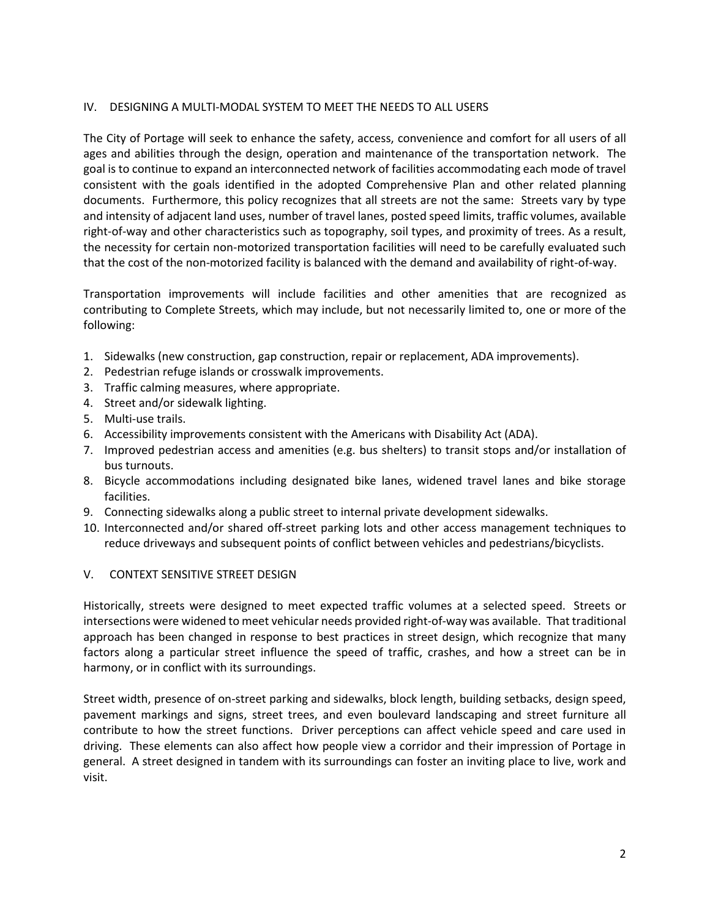## IV. DESIGNING A MULTI-MODAL SYSTEM TO MEET THE NEEDS TO ALL USERS

The City of Portage will seek to enhance the safety, access, convenience and comfort for all users of all ages and abilities through the design, operation and maintenance of the transportation network. The goal is to continue to expand an interconnected network of facilities accommodating each mode of travel consistent with the goals identified in the adopted Comprehensive Plan and other related planning documents. Furthermore, this policy recognizes that all streets are not the same: Streets vary by type and intensity of adjacent land uses, number of travel lanes, posted speed limits, traffic volumes, available right-of-way and other characteristics such as topography, soil types, and proximity of trees. As a result, the necessity for certain non-motorized transportation facilities will need to be carefully evaluated such that the cost of the non-motorized facility is balanced with the demand and availability of right-of-way.

Transportation improvements will include facilities and other amenities that are recognized as contributing to Complete Streets, which may include, but not necessarily limited to, one or more of the following:

1. Sidewalks (new construction, gap construction, repair or replacement, ADA improvements).
2. Pedestrian refuge islands or crosswalk improvements.
3. Traffic calming measures, where appropriate.
4. Street and/or sidewalk lighting.
5. Multi-use trails.
6. Accessibility improvements consistent with the Americans with Disability Act (ADA).
7. Improved pedestrian access and amenities (e.g. bus shelters) to transit stops and/or installation of bus turnouts.
8. Bicycle accommodations including designated bike lanes, widened travel lanes and bike storage facilities.
9. Connecting sidewalks along a public street to internal private development sidewalks.
10. Interconnected and/or shared off-street parking lots and other access management techniques to reduce driveways and subsequent points of conflict between vehicles and pedestrians/bicyclists.

## V. CONTEXT SENSITIVE STREET DESIGN

Historically, streets were designed to meet expected traffic volumes at a selected speed. Streets or intersections were widened to meet vehicular needs provided right-of-way was available. That traditional approach has been changed in response to best practices in street design, which recognize that many factors along a particular street influence the speed of traffic, crashes, and how a street can be in harmony, or in conflict with its surroundings.

Street width, presence of on-street parking and sidewalks, block length, building setbacks, design speed, pavement markings and signs, street trees, and even boulevard landscaping and street furniture all contribute to how the street functions. Driver perceptions can affect vehicle speed and care used in driving. These elements can also affect how people view a corridor and their impression of Portage in general. A street designed in tandem with its surroundings can foster an inviting place to live, work and visit.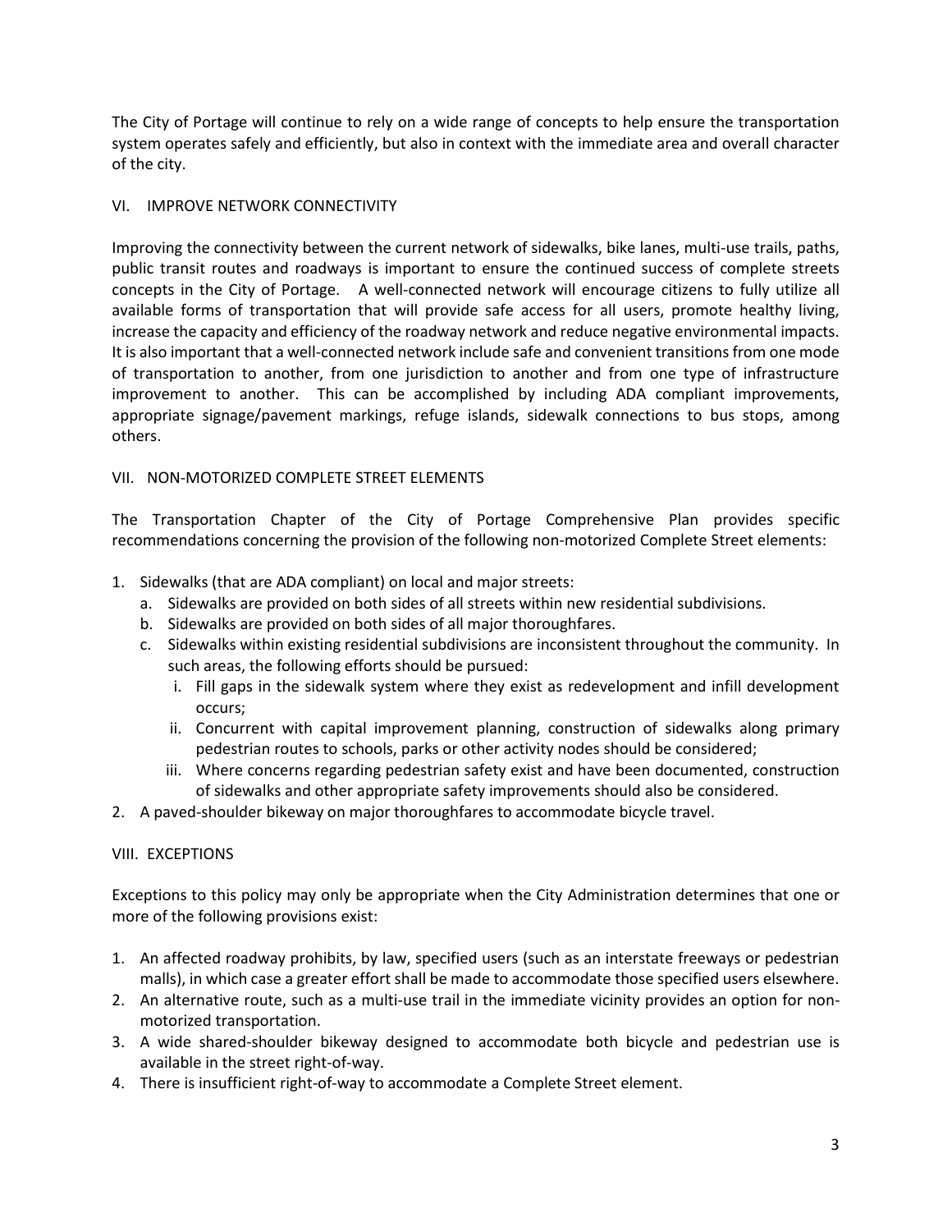The City of Portage will continue to rely on a wide range of concepts to help ensure the transportation system operates safely and efficiently, but also in context with the immediate area and overall character of the city.

## VI. IMPROVE NETWORK CONNECTIVITY

Improving the connectivity between the current network of sidewalks, bike lanes, multi-use trails, paths, public transit routes and roadways is important to ensure the continued success of complete streets concepts in the City of Portage. A well-connected network will encourage citizens to fully utilize all available forms of transportation that will provide safe access for all users, promote healthy living, increase the capacity and efficiency of the roadway network and reduce negative environmental impacts. It is also important that a well-connected network include safe and convenient transitions from one mode of transportation to another, from one jurisdiction to another and from one type of infrastructure improvement to another. This can be accomplished by including ADA compliant improvements, appropriate signage/pavement markings, refuge islands, sidewalk connections to bus stops, among others.

## VII. NON-MOTORIZED COMPLETE STREET ELEMENTS

The Transportation Chapter of the City of Portage Comprehensive Plan provides specific recommendations concerning the provision of the following non-motorized Complete Street elements:

1. Sidewalks (that are ADA compliant) on local and major streets:
   a. Sidewalks are provided on both sides of all streets within new residential subdivisions.
   b. Sidewalks are provided on both sides of all major thoroughfares.
   c. Sidewalks within existing residential subdivisions are inconsistent throughout the community. In such areas, the following efforts should be pursued:
      i. Fill gaps in the sidewalk system where they exist as redevelopment and infill development occurs;
      ii. Concurrent with capital improvement planning, construction of sidewalks along primary pedestrian routes to schools, parks or other activity nodes should be considered;
      iii. Where concerns regarding pedestrian safety exist and have been documented, construction of sidewalks and other appropriate safety improvements should also be considered.
2. A paved-shoulder bikeway on major thoroughfares to accommodate bicycle travel.

## VIII. EXCEPTIONS

Exceptions to this policy may only be appropriate when the City Administration determines that one or more of the following provisions exist:

1. An affected roadway prohibits, by law, specified users (such as an interstate freeways or pedestrian malls), in which case a greater effort shall be made to accommodate those specified users elsewhere.
2. An alternative route, such as a multi-use trail in the immediate vicinity provides an option for non-motorized transportation.
3. A wide shared-shoulder bikeway designed to accommodate both bicycle and pedestrian use is available in the street right-of-way.
4. There is insufficient right-of-way to accommodate a Complete Street element.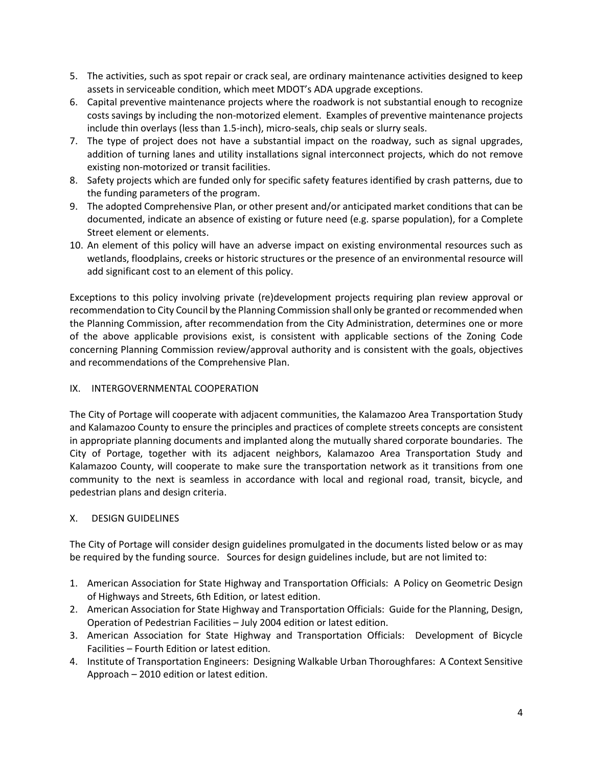5. The activities, such as spot repair or crack seal, are ordinary maintenance activities designed to keep assets in serviceable condition, which meet MDOT's ADA upgrade exceptions.
6. Capital preventive maintenance projects where the roadwork is not substantial enough to recognize costs savings by including the non-motorized element. Examples of preventive maintenance projects include thin overlays (less than 1.5-inch), micro-seals, chip seals or slurry seals.
7. The type of project does not have a substantial impact on the roadway, such as signal upgrades, addition of turning lanes and utility installations signal interconnect projects, which do not remove existing non-motorized or transit facilities.
8. Safety projects which are funded only for specific safety features identified by crash patterns, due to the funding parameters of the program.
9. The adopted Comprehensive Plan, or other present and/or anticipated market conditions that can be documented, indicate an absence of existing or future need (e.g. sparse population), for a Complete Street element or elements.
10. An element of this policy will have an adverse impact on existing environmental resources such as wetlands, floodplains, creeks or historic structures or the presence of an environmental resource will add significant cost to an element of this policy.

Exceptions to this policy involving private (re)development projects requiring plan review approval or recommendation to City Council by the Planning Commission shall only be granted or recommended when the Planning Commission, after recommendation from the City Administration, determines one or more of the above applicable provisions exist, is consistent with applicable sections of the Zoning Code concerning Planning Commission review/approval authority and is consistent with the goals, objectives and recommendations of the Comprehensive Plan.

## IX. INTERGOVERNMENTAL COOPERATION

The City of Portage will cooperate with adjacent communities, the Kalamazoo Area Transportation Study and Kalamazoo County to ensure the principles and practices of complete streets concepts are consistent in appropriate planning documents and implanted along the mutually shared corporate boundaries. The City of Portage, together with its adjacent neighbors, Kalamazoo Area Transportation Study and Kalamazoo County, will cooperate to make sure the transportation network as it transitions from one community to the next is seamless in accordance with local and regional road, transit, bicycle, and pedestrian plans and design criteria.

## X. DESIGN GUIDELINES

The City of Portage will consider design guidelines promulgated in the documents listed below or as may be required by the funding source. Sources for design guidelines include, but are not limited to:

1. American Association for State Highway and Transportation Officials: A Policy on Geometric Design of Highways and Streets, 6th Edition, or latest edition.
2. American Association for State Highway and Transportation Officials: Guide for the Planning, Design, Operation of Pedestrian Facilities – July 2004 edition or latest edition.
3. American Association for State Highway and Transportation Officials: Development of Bicycle Facilities – Fourth Edition or latest edition.
4. Institute of Transportation Engineers: Designing Walkable Urban Thoroughfares: A Context Sensitive Approach – 2010 edition or latest edition.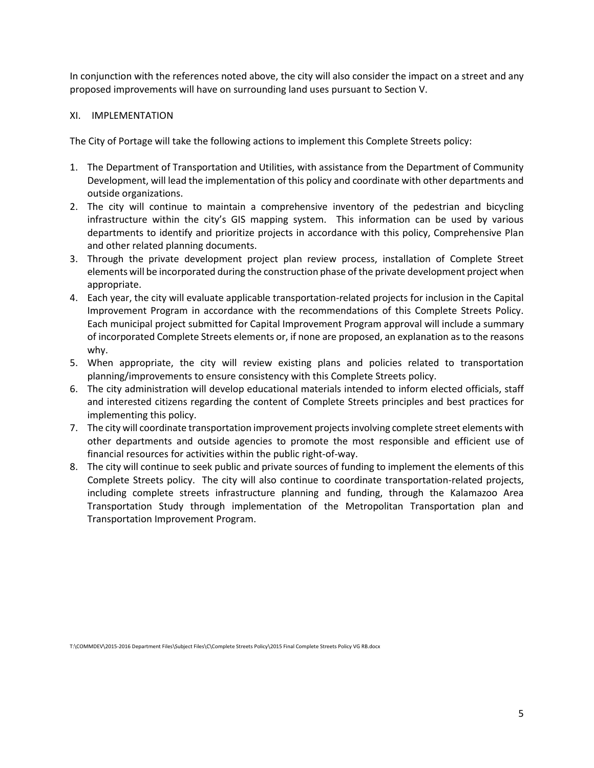In conjunction with the references noted above, the city will also consider the impact on a street and any proposed improvements will have on surrounding land uses pursuant to Section V.

## XI. IMPLEMENTATION

The City of Portage will take the following actions to implement this Complete Streets policy:

1. The Department of Transportation and Utilities, with assistance from the Department of Community Development, will lead the implementation of this policy and coordinate with other departments and outside organizations.
2. The city will continue to maintain a comprehensive inventory of the pedestrian and bicycling infrastructure within the city's GIS mapping system. This information can be used by various departments to identify and prioritize projects in accordance with this policy, Comprehensive Plan and other related planning documents.
3. Through the private development project plan review process, installation of Complete Street elements will be incorporated during the construction phase of the private development project when appropriate.
4. Each year, the city will evaluate applicable transportation-related projects for inclusion in the Capital Improvement Program in accordance with the recommendations of this Complete Streets Policy. Each municipal project submitted for Capital Improvement Program approval will include a summary of incorporated Complete Streets elements or, if none are proposed, an explanation as to the reasons why.
5. When appropriate, the city will review existing plans and policies related to transportation planning/improvements to ensure consistency with this Complete Streets policy.
6. The city administration will develop educational materials intended to inform elected officials, staff and interested citizens regarding the content of Complete Streets principles and best practices for implementing this policy.
7. The city will coordinate transportation improvement projects involving complete street elements with other departments and outside agencies to promote the most responsible and efficient use of financial resources for activities within the public right-of-way.
8. The city will continue to seek public and private sources of funding to implement the elements of this Complete Streets policy. The city will also continue to coordinate transportation-related projects, including complete streets infrastructure planning and funding, through the Kalamazoo Area Transportation Study through implementation of the Metropolitan Transportation plan and Transportation Improvement Program.

T:\COMMDEV\2015-2016 Department Files\Subject Files\C\Complete Streets Policy\2015 Final Complete Streets Policy VG RB.docx